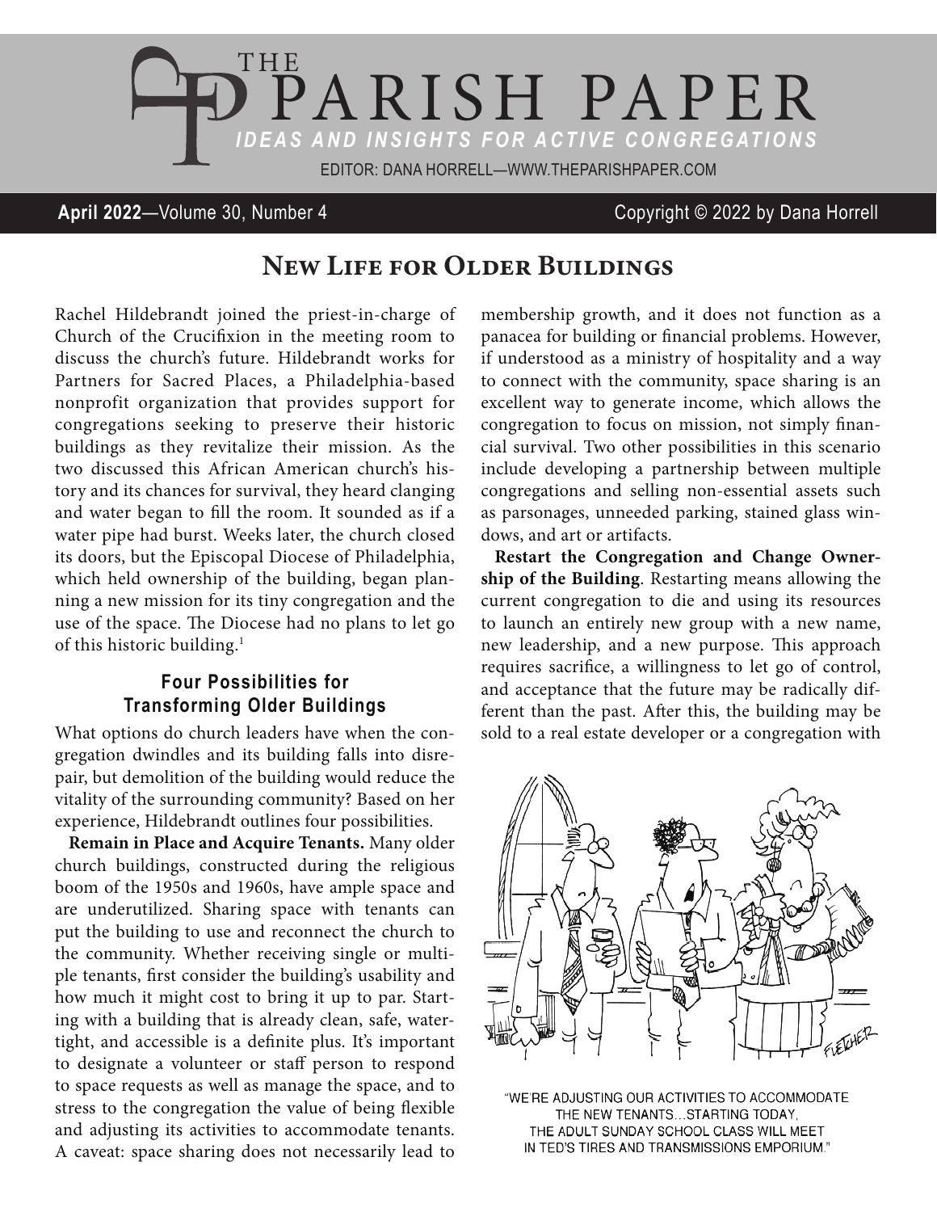# THE PARISH PAPER

*IDEAS AND INSIGHTS FOR ACTIVE CONGREGATIONS*

EDITOR: DANA HORRELL—WWW.THEPARISHPAPER.COM

**April 2022**—Volume 30, Number 4 Copyright © 2022 by Dana Horrell

## New Life for Older Buildings

Rachel Hildebrandt joined the priest-in-charge of Church of the Crucifixion in the meeting room to discuss the church's future. Hildebrandt works for Partners for Sacred Places, a Philadelphia-based nonprofit organization that provides support for congregations seeking to preserve their historic buildings as they revitalize their mission. As the two discussed this African American church's history and its chances for survival, they heard clanging and water began to fill the room. It sounded as if a water pipe had burst. Weeks later, the church closed its doors, but the Episcopal Diocese of Philadelphia, which held ownership of the building, began planning a new mission for its tiny congregation and the use of the space. The Diocese had no plans to let go of this historic building.[1]

### Four Possibilities for Transforming Older Buildings

What options do church leaders have when the congregation dwindles and its building falls into disrepair, but demolition of the building would reduce the vitality of the surrounding community? Based on her experience, Hildebrandt outlines four possibilities.

**Remain in Place and Acquire Tenants.** Many older church buildings, constructed during the religious boom of the 1950s and 1960s, have ample space and are underutilized. Sharing space with tenants can put the building to use and reconnect the church to the community. Whether receiving single or multiple tenants, first consider the building's usability and how much it might cost to bring it up to par. Starting with a building that is already clean, safe, watertight, and accessible is a definite plus. It's important to designate a volunteer or staff person to respond to space requests as well as manage the space, and to stress to the congregation the value of being flexible and adjusting its activities to accommodate tenants. A caveat: space sharing does not necessarily lead to membership growth, and it does not function as a panacea for building or financial problems. However, if understood as a ministry of hospitality and a way to connect with the community, space sharing is an excellent way to generate income, which allows the congregation to focus on mission, not simply financial survival. Two other possibilities in this scenario include developing a partnership between multiple congregations and selling non-essential assets such as parsonages, unneeded parking, stained glass windows, and art or artifacts.

**Restart the Congregation and Change Ownership of the Building**. Restarting means allowing the current congregation to die and using its resources to launch an entirely new group with a new name, new leadership, and a new purpose. This approach requires sacrifice, a willingness to let go of control, and acceptance that the future may be radically different than the past. After this, the building may be sold to a real estate developer or a congregation with

"WE'RE ADJUSTING OUR ACTIVITIES TO ACCOMMODATE THE NEW TENANTS...STARTING TODAY, THE ADULT SUNDAY SCHOOL CLASS WILL MEET IN TED'S TIRES AND TRANSMISSIONS EMPORIUM."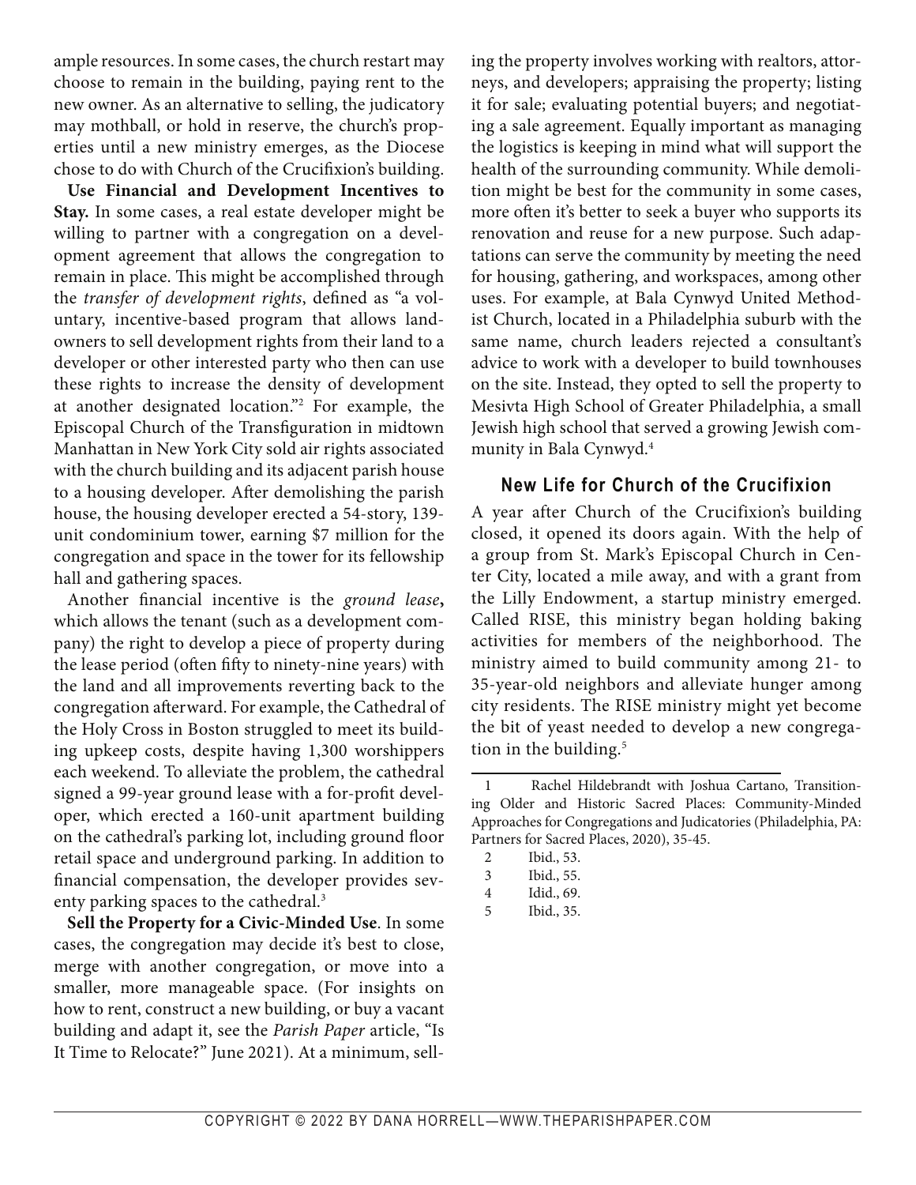ample resources. In some cases, the church restart may choose to remain in the building, paying rent to the new owner. As an alternative to selling, the judicatory may mothball, or hold in reserve, the church's properties until a new ministry emerges, as the Diocese chose to do with Church of the Crucifixion's building.

**Use Financial and Development Incentives to Stay.** In some cases, a real estate developer might be willing to partner with a congregation on a development agreement that allows the congregation to remain in place. This might be accomplished through the *transfer of development rights*, defined as "a voluntary, incentive-based program that allows landowners to sell development rights from their land to a developer or other interested party who then can use these rights to increase the density of development at another designated location."[2] For example, the Episcopal Church of the Transfiguration in midtown Manhattan in New York City sold air rights associated with the church building and its adjacent parish house to a housing developer. After demolishing the parish house, the housing developer erected a 54-story, 139-unit condominium tower, earning $7 million for the congregation and space in the tower for its fellowship hall and gathering spaces.

Another financial incentive is the *ground lease***,** which allows the tenant (such as a development company) the right to develop a piece of property during the lease period (often fifty to ninety-nine years) with the land and all improvements reverting back to the congregation afterward. For example, the Cathedral of the Holy Cross in Boston struggled to meet its building upkeep costs, despite having 1,300 worshippers each weekend. To alleviate the problem, the cathedral signed a 99-year ground lease with a for-profit developer, which erected a 160-unit apartment building on the cathedral's parking lot, including ground floor retail space and underground parking. In addition to financial compensation, the developer provides seventy parking spaces to the cathedral.[3]

**Sell the Property for a Civic-Minded Use**. In some cases, the congregation may decide it's best to close, merge with another congregation, or move into a smaller, more manageable space. (For insights on how to rent, construct a new building, or buy a vacant building and adapt it, see the *Parish Paper* article, "Is It Time to Relocate?" June 2021). At a minimum, selling the property involves working with realtors, attorneys, and developers; appraising the property; listing it for sale; evaluating potential buyers; and negotiating a sale agreement. Equally important as managing the logistics is keeping in mind what will support the health of the surrounding community. While demolition might be best for the community in some cases, more often it's better to seek a buyer who supports its renovation and reuse for a new purpose. Such adaptations can serve the community by meeting the need for housing, gathering, and workspaces, among other uses. For example, at Bala Cynwyd United Methodist Church, located in a Philadelphia suburb with the same name, church leaders rejected a consultant's advice to work with a developer to build townhouses on the site. Instead, they opted to sell the property to Mesivta High School of Greater Philadelphia, a small Jewish high school that served a growing Jewish community in Bala Cynwyd.[4]

## New Life for Church of the Crucifixion

A year after Church of the Crucifixion's building closed, it opened its doors again. With the help of a group from St. Mark's Episcopal Church in Center City, located a mile away, and with a grant from the Lilly Endowment, a startup ministry emerged. Called RISE, this ministry began holding baking activities for members of the neighborhood. The ministry aimed to build community among 21- to 35-year-old neighbors and alleviate hunger among city residents. The RISE ministry might yet become the bit of yeast needed to develop a new congregation in the building.[5]

---

1 Rachel Hildebrandt with Joshua Cartano, Transitioning Older and Historic Sacred Places: Community-Minded Approaches for Congregations and Judicatories (Philadelphia, PA: Partners for Sacred Places, 2020), 35-45.

2 Ibid., 53.

3 Ibid., 55.

4 Idid., 69.

5 Ibid., 35.